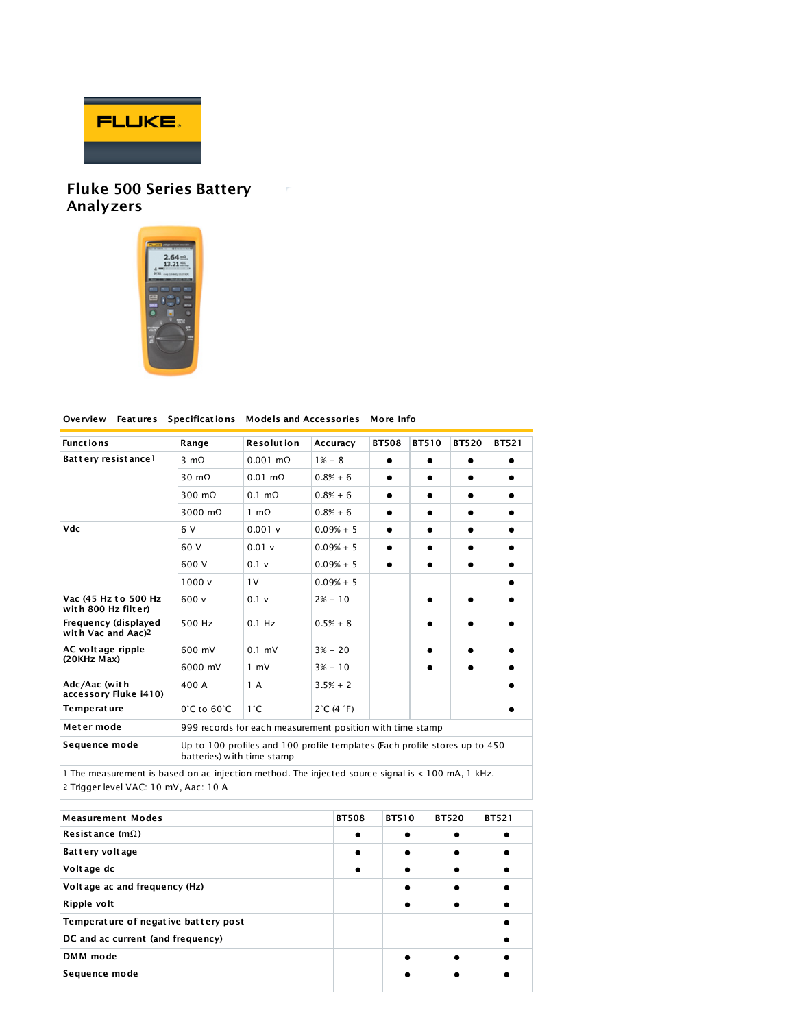# Fluke 500 Series Battery Analyzers

Overview Features Specifications Models and Accessories More Info

| Functions | Range | Resolution | Accuracy | BT508 | BT510 | BT520 | BT521 |
|---|---|---|---|---|---|---|---|
| Battery resistance[1] | 3 mΩ | 0.001 mΩ | 1% + 8 | ● | ● | ● | ● |
| | 30 mΩ | 0.01 mΩ | 0.8% + 6 | ● | ● | ● | ● |
| | 300 mΩ | 0.1 mΩ | 0.8% + 6 | ● | ● | ● | ● |
| | 3000 mΩ | 1 mΩ | 0.8% + 6 | ● | ● | ● | ● |
| Vdc | 6 V | 0.001 v | 0.09% + 5 | ● | ● | ● | ● |
| | 60 V | 0.01 v | 0.09% + 5 | ● | ● | ● | ● |
| | 600 V | 0.1 v | 0.09% + 5 | ● | ● | ● | ● |
| | 1000 v | 1V | 0.09% + 5 | | | | ● |
| Vac (45 Hz to 500 Hz with 800 Hz filter) | 600 v | 0.1 v | 2% + 10 | | ● | ● | ● |
| Frequency (displayed with Vac and Aac)[2] | 500 Hz | 0.1 Hz | 0.5% + 8 | | ● | ● | ● |
| AC voltage ripple (20KHz Max) | 600 mV | 0.1 mV | 3% + 20 | | ● | ● | ● |
| | 6000 mV | 1 mV | 3% + 10 | | ● | ● | ● |
| Adc/Aac (with accessory Fluke i410) | 400 A | 1 A | 3.5% + 2 | | | | ● |
| Temperature | 0˚C to 60˚C | 1˚C | 2˚C (4 ˚F) | | | | ● |
| Meter mode | 999 records for each measurement position with time stamp | | | | | | |
| Sequence mode | Up to 100 profiles and 100 profile templates (Each profile stores up to 450 batteries) with time stamp | | | | | | |

1 The measurement is based on ac injection method. The injected source signal is < 100 mA, 1 kHz.

2 Trigger level VAC: 10 mV, Aac: 10 A

| Measurement Modes | BT508 | BT510 | BT520 | BT521 |
|---|---|---|---|---|
| Resistance (mΩ) | ● | ● | ● | ● |
| Battery voltage | ● | ● | ● | ● |
| Voltage dc | ● | ● | ● | ● |
| Voltage ac and frequency (Hz) | | ● | ● | ● |
| Ripple volt | | ● | ● | ● |
| Temperature of negative battery post | | | | ● |
| DC and ac current (and frequency) | | | | ● |
| DMM mode | | ● | ● | ● |
| Sequence mode | | ● | ● | ● |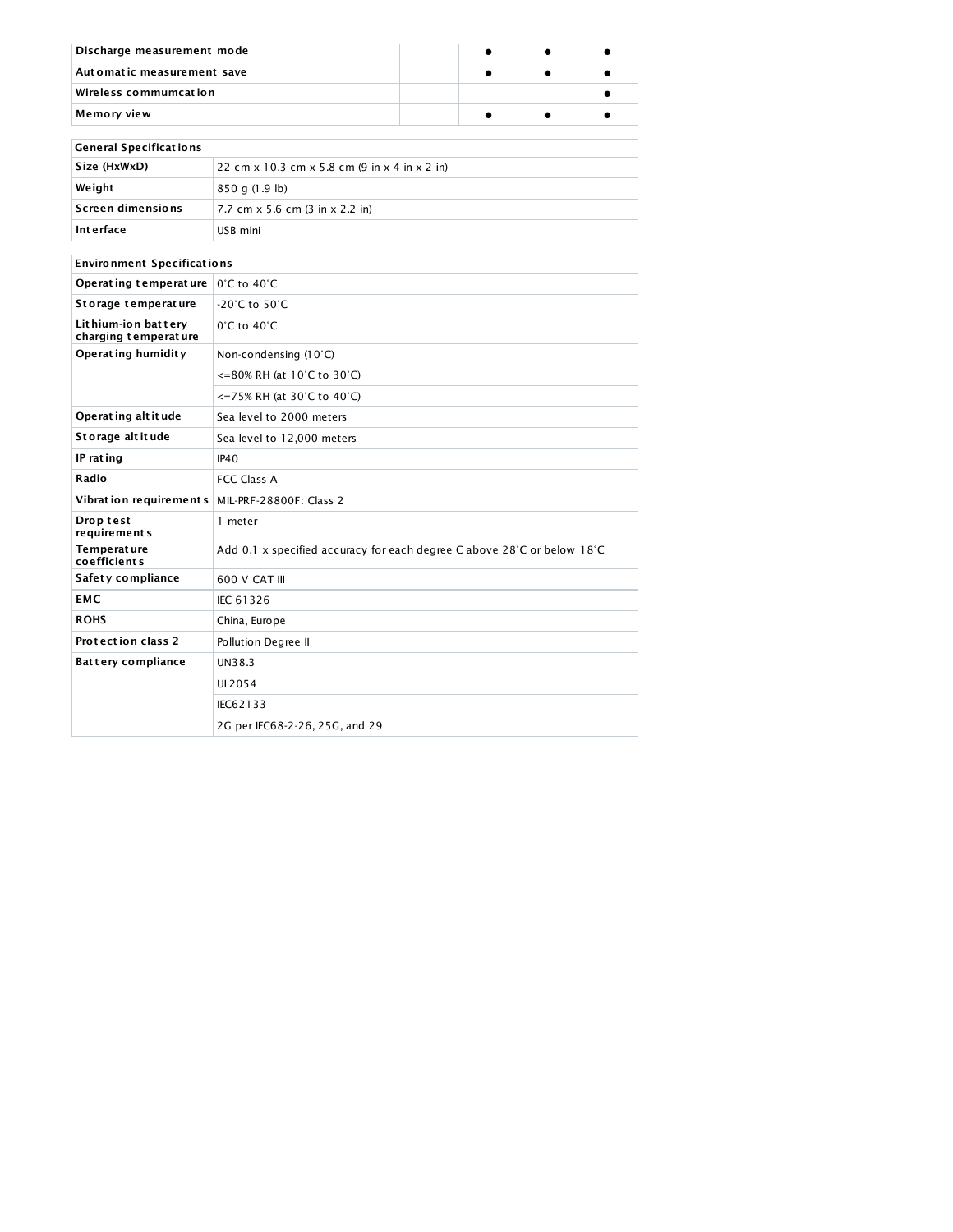| | | | | |
|---|---|---|---|---|
| Discharge measurement mode | | ● | ● | ● |
| Automatic measurement save | | ● | ● | ● |
| Wireless commumcation | | | | ● |
| Memory view | | ● | ● | ● |

| General Specifications | |
|---|---|
| Size (HxWxD) | 22 cm x 10.3 cm x 5.8 cm (9 in x 4 in x 2 in) |
| Weight | 850 g (1.9 lb) |
| Screen dimensions | 7.7 cm x 5.6 cm (3 in x 2.2 in) |
| Interface | USB mini |

| Environment Specifications | |
|---|---|
| Operating temperature | 0˚C to 40˚C |
| Storage temperature | -20˚C to 50˚C |
| Lithium-ion battery charging temperature | 0˚C to 40˚C |
| Operating humidity | Non-condensing (10˚C) |
| | <=80% RH (at 10˚C to 30˚C) |
| | <=75% RH (at 30˚C to 40˚C) |
| Operating altitude | Sea level to 2000 meters |
| Storage altitude | Sea level to 12,000 meters |
| IP rating | IP40 |
| Radio | FCC Class A |
| Vibration requirements | MIL-PRF-28800F: Class 2 |
| Drop test requirements | 1 meter |
| Temperature coefficients | Add 0.1 x specified accuracy for each degree C above 28˚C or below 18˚C |
| Safety compliance | 600 V CAT III |
| EMC | IEC 61326 |
| ROHS | China, Europe |
| Protection class 2 | Pollution Degree II |
| Battery compliance | UN38.3 |
| | UL2054 |
| | IEC62133 |
| | 2G per IEC68-2-26, 25G, and 29 |